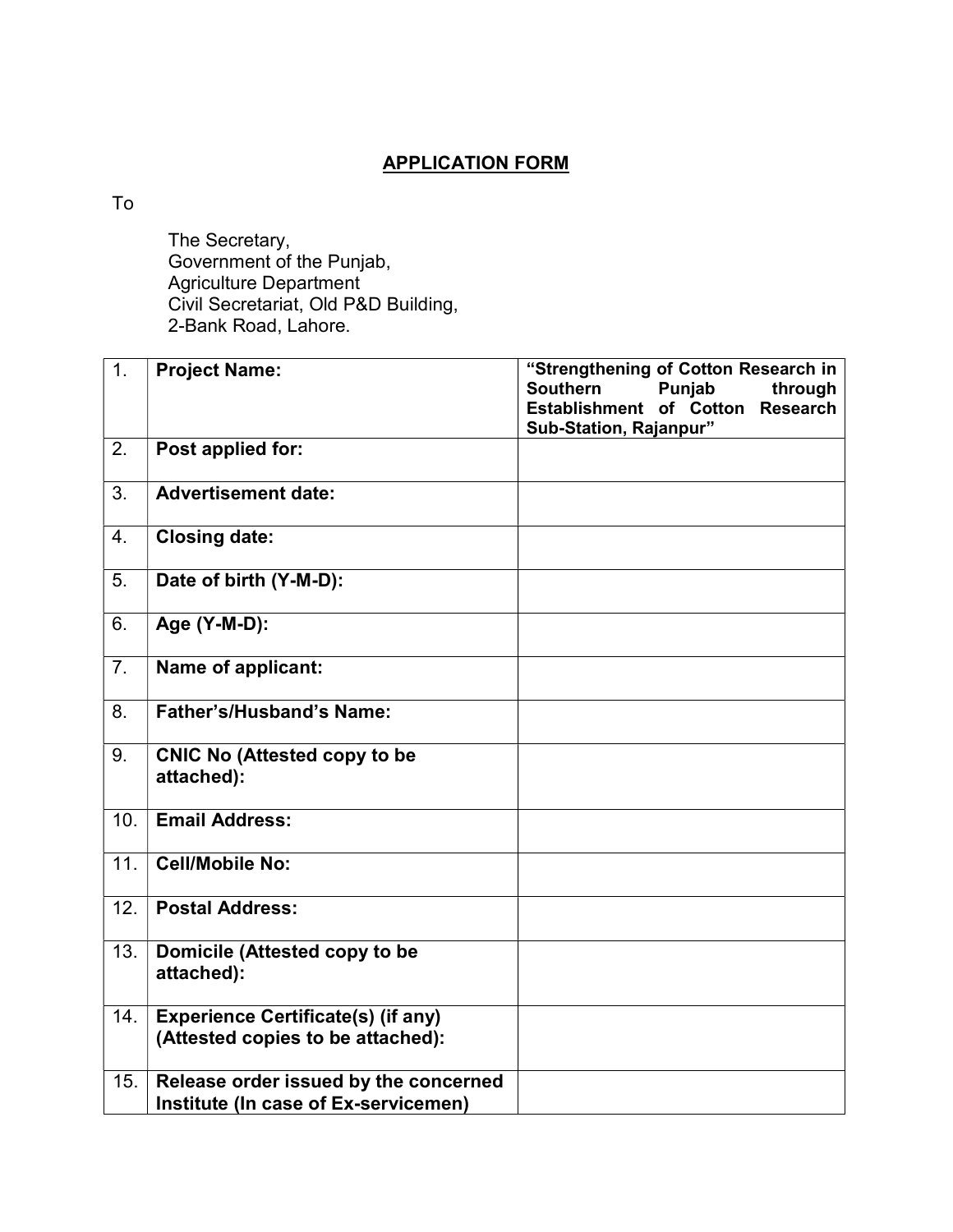# APPLICATION FORM

To

The Secretary,
Government of the Punjab,
Agriculture Department
Civil Secretariat, Old P&D Building,
2-Bank Road, Lahore.

| | | |
|---|---|---|
| 1. | **Project Name:** | **"Strengthening of Cotton Research in Southern Punjab through Establishment of Cotton Research Sub-Station, Rajanpur"** |
| 2. | **Post applied for:** | |
| 3. | **Advertisement date:** | |
| 4. | **Closing date:** | |
| 5. | **Date of birth (Y-M-D):** | |
| 6. | **Age (Y-M-D):** | |
| 7. | **Name of applicant:** | |
| 8. | **Father's/Husband's Name:** | |
| 9. | **CNIC No (Attested copy to be attached):** | |
| 10. | **Email Address:** | |
| 11. | **Cell/Mobile No:** | |
| 12. | **Postal Address:** | |
| 13. | **Domicile (Attested copy to be attached):** | |
| 14. | **Experience Certificate(s) (if any) (Attested copies to be attached):** | |
| 15. | **Release order issued by the concerned Institute (In case of Ex-servicemen)** | |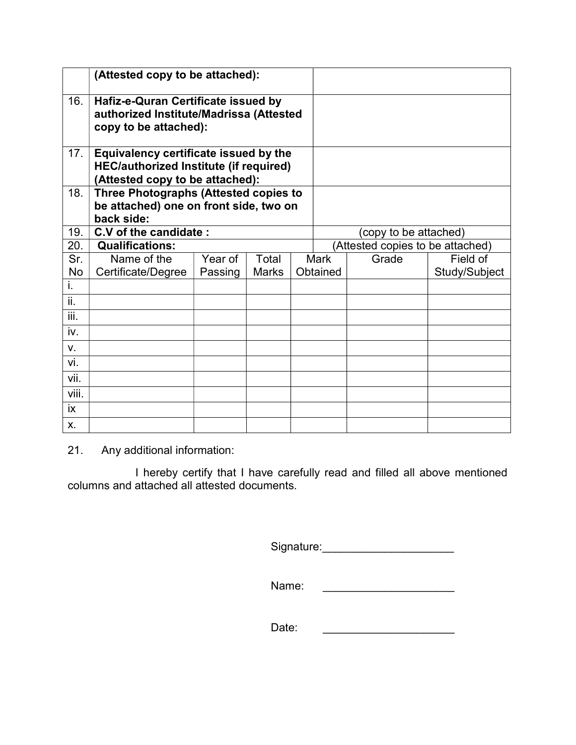| | | |
|---|---|---|
| | **(Attested copy to be attached):** | |
| 16. | **Hafiz-e-Quran Certificate issued by authorized Institute/Madrissa (Attested copy to be attached):** | |
| 17. | **Equivalency certificate issued by the HEC/authorized Institute (if required) (Attested copy to be attached):** | |
| 18. | **Three Photographs (Attested copies to be attached) one on front side, two on back side:** | |
| 19. | **C.V of the candidate :** | (copy to be attached) |
| 20. | **Qualifications:** | (Attested copies to be attached) |

| Sr. No | Name of the Certificate/Degree | Year of Passing | Total Marks | Mark Obtained | Grade | Field of Study/Subject |
|---|---|---|---|---|---|---|
| i. | | | | | | |
| ii. | | | | | | |
| iii. | | | | | | |
| iv. | | | | | | |
| v. | | | | | | |
| vi. | | | | | | |
| vii. | | | | | | |
| viii. | | | | | | |
| ix | | | | | | |
| x. | | | | | | |

21. Any additional information:

I hereby certify that I have carefully read and filled all above mentioned columns and attached all attested documents.

Signature:_____________________

Name: _____________________

Date: _____________________